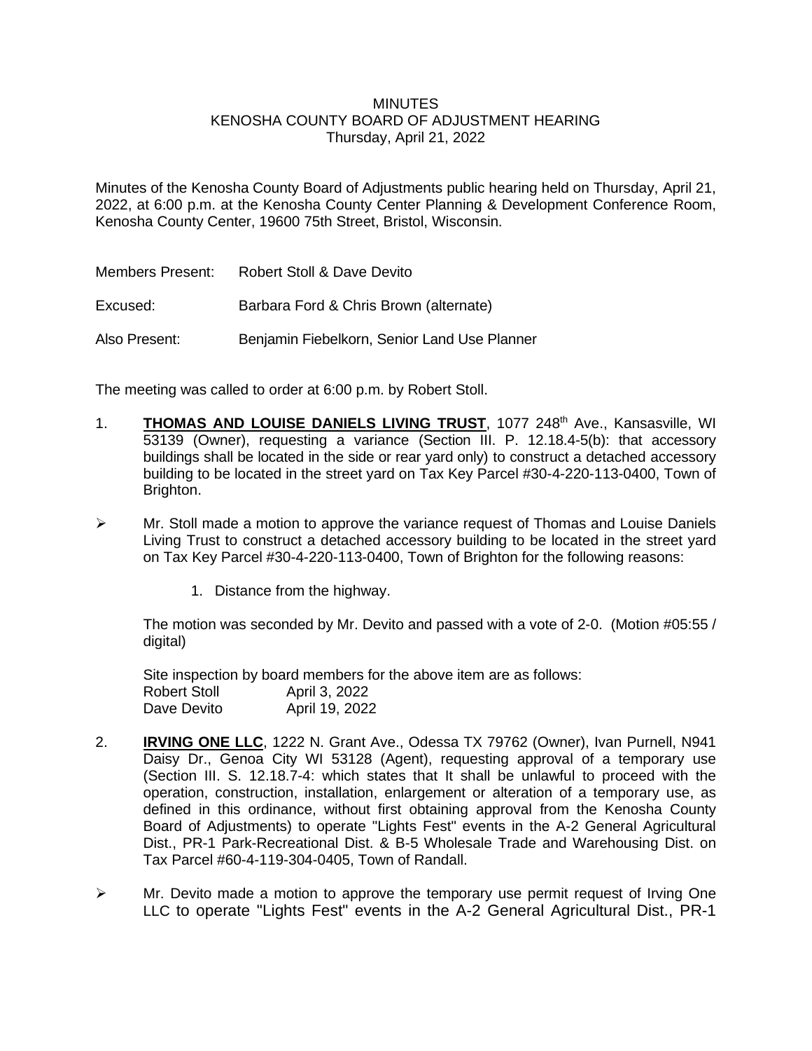# MINUTES
## KENOSHA COUNTY BOARD OF ADJUSTMENT HEARING
### Thursday, April 21, 2022

Minutes of the Kenosha County Board of Adjustments public hearing held on Thursday, April 21, 2022, at 6:00 p.m. at the Kenosha County Center Planning & Development Conference Room, Kenosha County Center, 19600 75th Street, Bristol, Wisconsin.

Members Present: Robert Stoll & Dave Devito

Excused: Barbara Ford & Chris Brown (alternate)

Also Present: Benjamin Fiebelkorn, Senior Land Use Planner

The meeting was called to order at 6:00 p.m. by Robert Stoll.

1. **THOMAS AND LOUISE DANIELS LIVING TRUST**, 1077 248th Ave., Kansasville, WI 53139 (Owner), requesting a variance (Section III. P. 12.18.4-5(b): that accessory buildings shall be located in the side or rear yard only) to construct a detached accessory building to be located in the street yard on Tax Key Parcel #30-4-220-113-0400, Town of Brighton.

- Mr. Stoll made a motion to approve the variance request of Thomas and Louise Daniels Living Trust to construct a detached accessory building to be located in the street yard on Tax Key Parcel #30-4-220-113-0400, Town of Brighton for the following reasons:

    1. Distance from the highway.

  The motion was seconded by Mr. Devito and passed with a vote of 2-0. (Motion #05:55 / digital)

  Site inspection by board members for the above item are as follows:
  Robert Stoll April 3, 2022
  Dave Devito April 19, 2022

2. **IRVING ONE LLC**, 1222 N. Grant Ave., Odessa TX 79762 (Owner), Ivan Purnell, N941 Daisy Dr., Genoa City WI 53128 (Agent), requesting approval of a temporary use (Section III. S. 12.18.7-4: which states that It shall be unlawful to proceed with the operation, construction, installation, enlargement or alteration of a temporary use, as defined in this ordinance, without first obtaining approval from the Kenosha County Board of Adjustments) to operate "Lights Fest" events in the A-2 General Agricultural Dist., PR-1 Park-Recreational Dist. & B-5 Wholesale Trade and Warehousing Dist. on Tax Parcel #60-4-119-304-0405, Town of Randall.

- Mr. Devito made a motion to approve the temporary use permit request of Irving One LLC to operate "Lights Fest" events in the A-2 General Agricultural Dist., PR-1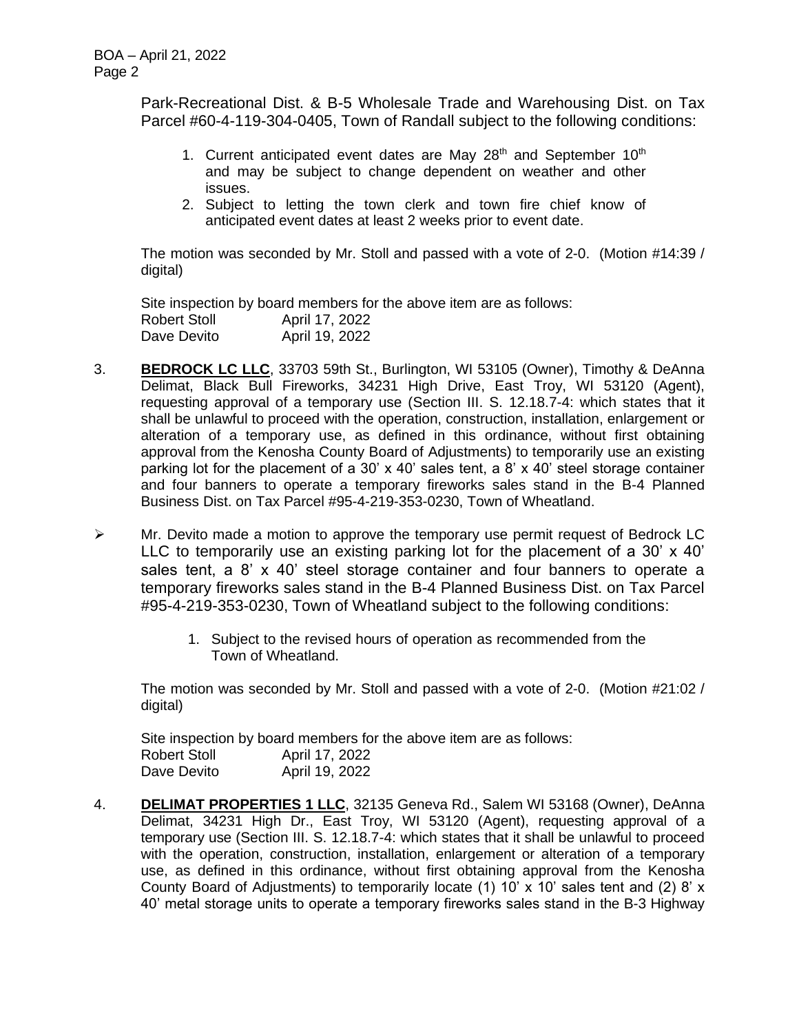Park-Recreational Dist. & B-5 Wholesale Trade and Warehousing Dist. on Tax Parcel #60-4-119-304-0405, Town of Randall subject to the following conditions:

1. Current anticipated event dates are May 28th and September 10th and may be subject to change dependent on weather and other issues.
2. Subject to letting the town clerk and town fire chief know of anticipated event dates at least 2 weeks prior to event date.

The motion was seconded by Mr. Stoll and passed with a vote of 2-0. (Motion #14:39 / digital)

Site inspection by board members for the above item are as follows:

| | |
|---|---|
| Robert Stoll | April 17, 2022 |
| Dave Devito | April 19, 2022 |

3. **BEDROCK LC LLC**, 33703 59th St., Burlington, WI 53105 (Owner), Timothy & DeAnna Delimat, Black Bull Fireworks, 34231 High Drive, East Troy, WI 53120 (Agent), requesting approval of a temporary use (Section III. S. 12.18.7-4: which states that it shall be unlawful to proceed with the operation, construction, installation, enlargement or alteration of a temporary use, as defined in this ordinance, without first obtaining approval from the Kenosha County Board of Adjustments) to temporarily use an existing parking lot for the placement of a 30' x 40' sales tent, a 8' x 40' steel storage container and four banners to operate a temporary fireworks sales stand in the B-4 Planned Business Dist. on Tax Parcel #95-4-219-353-0230, Town of Wheatland.

- Mr. Devito made a motion to approve the temporary use permit request of Bedrock LC LLC to temporarily use an existing parking lot for the placement of a 30' x 40' sales tent, a 8' x 40' steel storage container and four banners to operate a temporary fireworks sales stand in the B-4 Planned Business Dist. on Tax Parcel #95-4-219-353-0230, Town of Wheatland subject to the following conditions:

    1. Subject to the revised hours of operation as recommended from the Town of Wheatland.

The motion was seconded by Mr. Stoll and passed with a vote of 2-0. (Motion #21:02 / digital)

Site inspection by board members for the above item are as follows:

| | |
|---|---|
| Robert Stoll | April 17, 2022 |
| Dave Devito | April 19, 2022 |

4. **DELIMAT PROPERTIES 1 LLC**, 32135 Geneva Rd., Salem WI 53168 (Owner), DeAnna Delimat, 34231 High Dr., East Troy, WI 53120 (Agent), requesting approval of a temporary use (Section III. S. 12.18.7-4: which states that it shall be unlawful to proceed with the operation, construction, installation, enlargement or alteration of a temporary use, as defined in this ordinance, without first obtaining approval from the Kenosha County Board of Adjustments) to temporarily locate (1) 10' x 10' sales tent and (2) 8' x 40' metal storage units to operate a temporary fireworks sales stand in the B-3 Highway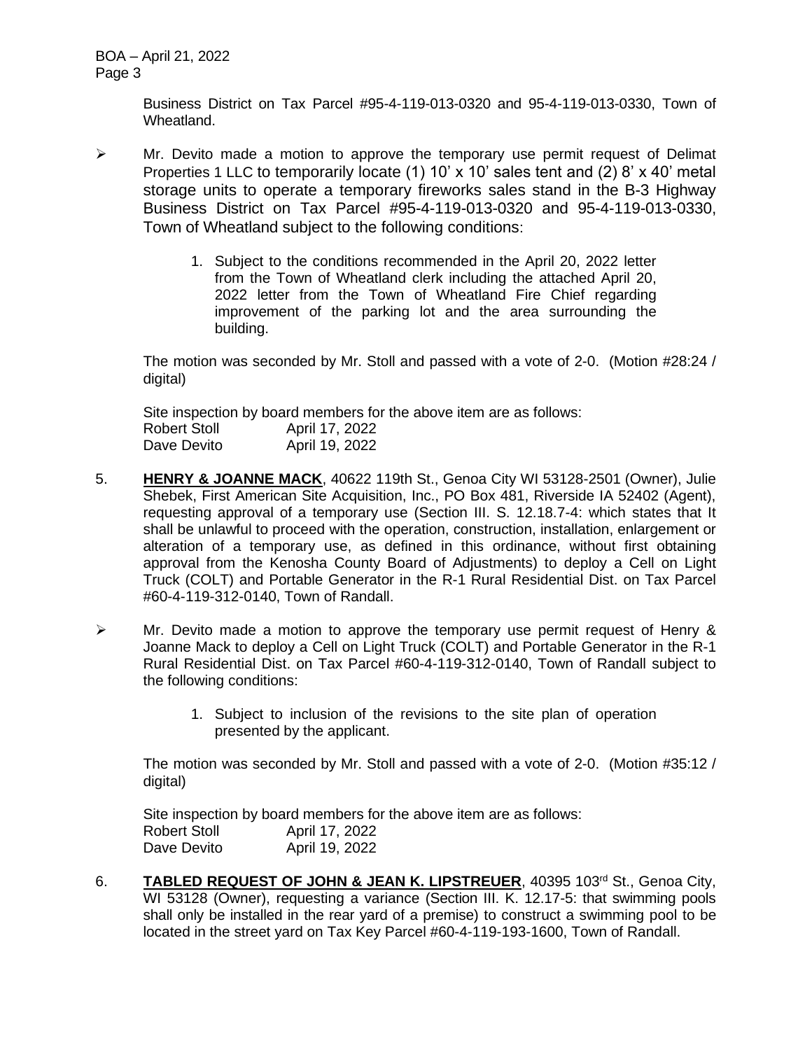Business District on Tax Parcel #95-4-119-013-0320 and 95-4-119-013-0330, Town of Wheatland.

- Mr. Devito made a motion to approve the temporary use permit request of Delimat Properties 1 LLC to temporarily locate (1) 10' x 10' sales tent and (2) 8' x 40' metal storage units to operate a temporary fireworks sales stand in the B-3 Highway Business District on Tax Parcel #95-4-119-013-0320 and 95-4-119-013-0330, Town of Wheatland subject to the following conditions:

  1. Subject to the conditions recommended in the April 20, 2022 letter from the Town of Wheatland clerk including the attached April 20, 2022 letter from the Town of Wheatland Fire Chief regarding improvement of the parking lot and the area surrounding the building.

  The motion was seconded by Mr. Stoll and passed with a vote of 2-0. (Motion #28:24 / digital)

  Site inspection by board members for the above item are as follows:
  Robert Stoll April 17, 2022
  Dave Devito April 19, 2022

5. **HENRY & JOANNE MACK**, 40622 119th St., Genoa City WI 53128-2501 (Owner), Julie Shebek, First American Site Acquisition, Inc., PO Box 481, Riverside IA 52402 (Agent), requesting approval of a temporary use (Section III. S. 12.18.7-4: which states that It shall be unlawful to proceed with the operation, construction, installation, enlargement or alteration of a temporary use, as defined in this ordinance, without first obtaining approval from the Kenosha County Board of Adjustments) to deploy a Cell on Light Truck (COLT) and Portable Generator in the R-1 Rural Residential Dist. on Tax Parcel #60-4-119-312-0140, Town of Randall.

- Mr. Devito made a motion to approve the temporary use permit request of Henry & Joanne Mack to deploy a Cell on Light Truck (COLT) and Portable Generator in the R-1 Rural Residential Dist. on Tax Parcel #60-4-119-312-0140, Town of Randall subject to the following conditions:

  1. Subject to inclusion of the revisions to the site plan of operation presented by the applicant.

  The motion was seconded by Mr. Stoll and passed with a vote of 2-0. (Motion #35:12 / digital)

  Site inspection by board members for the above item are as follows:
  Robert Stoll April 17, 2022
  Dave Devito April 19, 2022

6. **TABLED REQUEST OF JOHN & JEAN K. LIPSTREUER**, 40395 103rd St., Genoa City, WI 53128 (Owner), requesting a variance (Section III. K. 12.17-5: that swimming pools shall only be installed in the rear yard of a premise) to construct a swimming pool to be located in the street yard on Tax Key Parcel #60-4-119-193-1600, Town of Randall.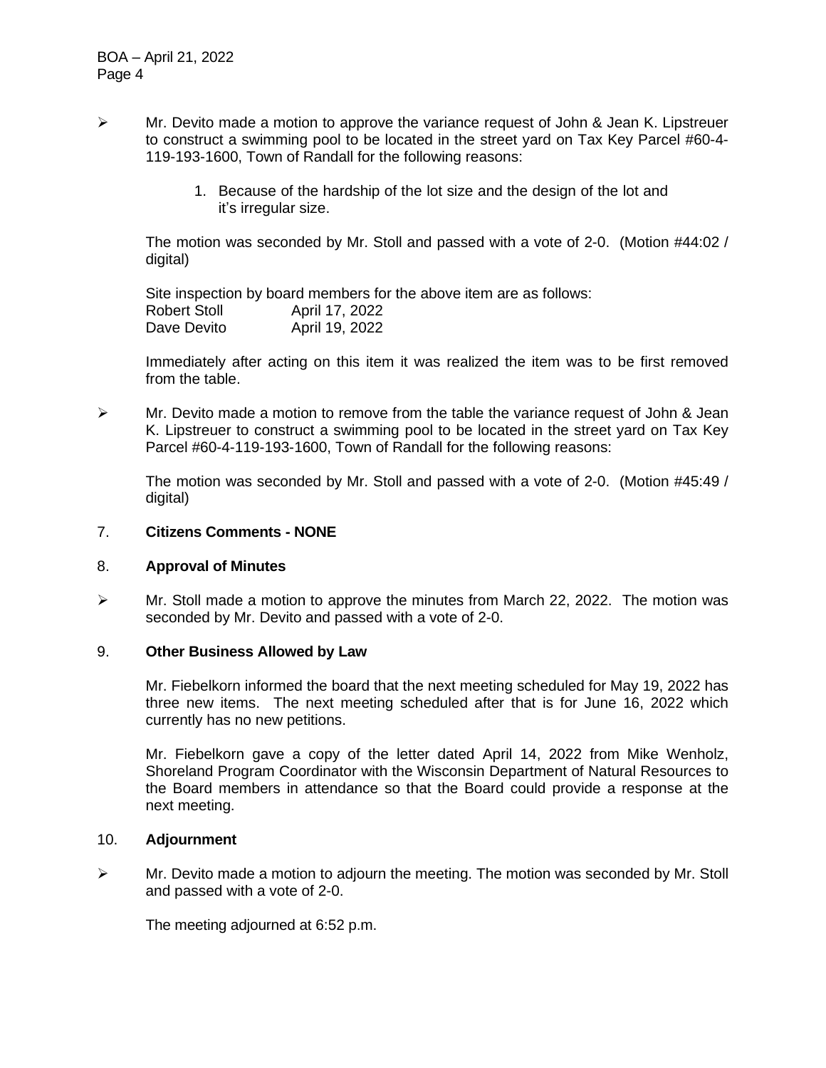- Mr. Devito made a motion to approve the variance request of John & Jean K. Lipstreuer to construct a swimming pool to be located in the street yard on Tax Key Parcel #60-4-119-193-1600, Town of Randall for the following reasons:

  1. Because of the hardship of the lot size and the design of the lot and it's irregular size.

  The motion was seconded by Mr. Stoll and passed with a vote of 2-0. (Motion #44:02 / digital)

  Site inspection by board members for the above item are as follows:

  | | |
  |---|---|
  | Robert Stoll | April 17, 2022 |
  | Dave Devito | April 19, 2022 |

  Immediately after acting on this item it was realized the item was to be first removed from the table.

- Mr. Devito made a motion to remove from the table the variance request of John & Jean K. Lipstreuer to construct a swimming pool to be located in the street yard on Tax Key Parcel #60-4-119-193-1600, Town of Randall for the following reasons:

  The motion was seconded by Mr. Stoll and passed with a vote of 2-0. (Motion #45:49 / digital)

7. **Citizens Comments - NONE**

8. **Approval of Minutes**

- Mr. Stoll made a motion to approve the minutes from March 22, 2022. The motion was seconded by Mr. Devito and passed with a vote of 2-0.

9. **Other Business Allowed by Law**

Mr. Fiebelkorn informed the board that the next meeting scheduled for May 19, 2022 has three new items. The next meeting scheduled after that is for June 16, 2022 which currently has no new petitions.

Mr. Fiebelkorn gave a copy of the letter dated April 14, 2022 from Mike Wenholz, Shoreland Program Coordinator with the Wisconsin Department of Natural Resources to the Board members in attendance so that the Board could provide a response at the next meeting.

10. **Adjournment**

- Mr. Devito made a motion to adjourn the meeting. The motion was seconded by Mr. Stoll and passed with a vote of 2-0.

  The meeting adjourned at 6:52 p.m.